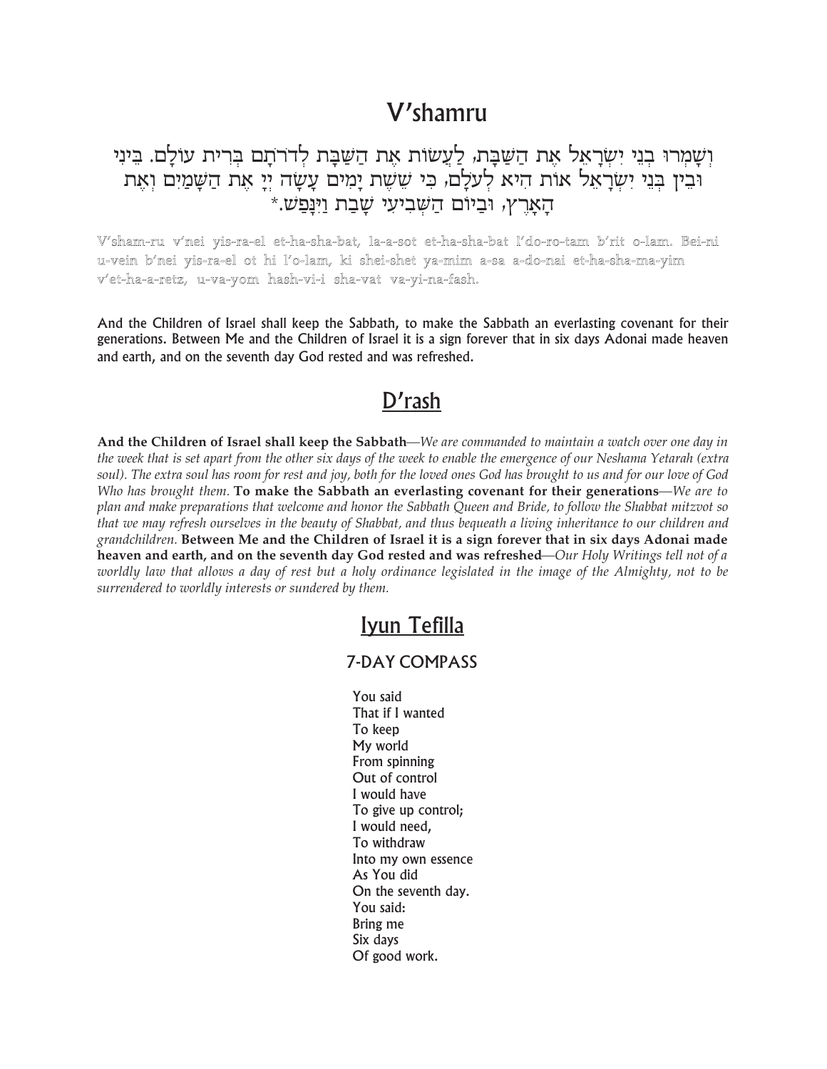# V'shamru

וְשָׁמְרוּ בְנֵי יִשְׂרָאֵל אֶת הַשַּׁבָּת, לַעֲשׂוֹת אֶת הַשַּׁבָּת לְדֹרֹתָם בְּרִית עוֹלָם. בֵּינִי וּבֵין בְּנֵי יִשְׂרָאֵל אוֹת הִיא לְעֹלָם, כִּי שֵׁשֶׁת יָמִים עָשָׂה יְיָ אֶת הַשָּׁמַיִם וְאֶת הָאָרֶץ, וּבַיּוֹם הַשְּׁבִיעִי שָׁבַת וַיִּנָּפַשׁ.*

V'sham-ru v'nei yis-ra-el et-ha-sha-bat, la-a-sot et-ha-sha-bat l'do-ro-tam b'rit o-lam. Bei-ni u-vein b'nei yis-ra-el ot hi l'o-lam, ki shei-shet ya-mim a-sa a-do-nai et-ha-sha-ma-yim v'et-ha-a-retz, u-va-yom hash-vi-i sha-vat va-yi-na-fash.

And the Children of Israel shall keep the Sabbath, to make the Sabbath an everlasting covenant for their generations. Between Me and the Children of Israel it is a sign forever that in six days Adonai made heaven and earth, and on the seventh day God rested and was refreshed.

## D'rash

**And the Children of Israel shall keep the Sabbath**—*We are commanded to maintain a watch over one day in the week that is set apart from the other six days of the week to enable the emergence of our Neshama Yetarah (extra soul). The extra soul has room for rest and joy, both for the loved ones God has brought to us and for our love of God Who has brought them.* **To make the Sabbath an everlasting covenant for their generations**—*We are to plan and make preparations that welcome and honor the Sabbath Queen and Bride, to follow the Shabbat mitzvot so that we may refresh ourselves in the beauty of Shabbat, and thus bequeath a living inheritance to our children and grandchildren.* **Between Me and the Children of Israel it is a sign forever that in six days Adonai made heaven and earth, and on the seventh day God rested and was refreshed**—*Our Holy Writings tell not of a worldly law that allows a day of rest but a holy ordinance legislated in the image of the Almighty, not to be surrendered to worldly interests or sundered by them.*

## Iyun Tefilla

### 7-DAY COMPASS

You said  
That if I wanted  
To keep  
My world  
From spinning  
Out of control  
I would have  
To give up control;  
I would need,  
To withdraw  
Into my own essence  
As You did  
On the seventh day.  
You said:  
Bring me  
Six days  
Of good work.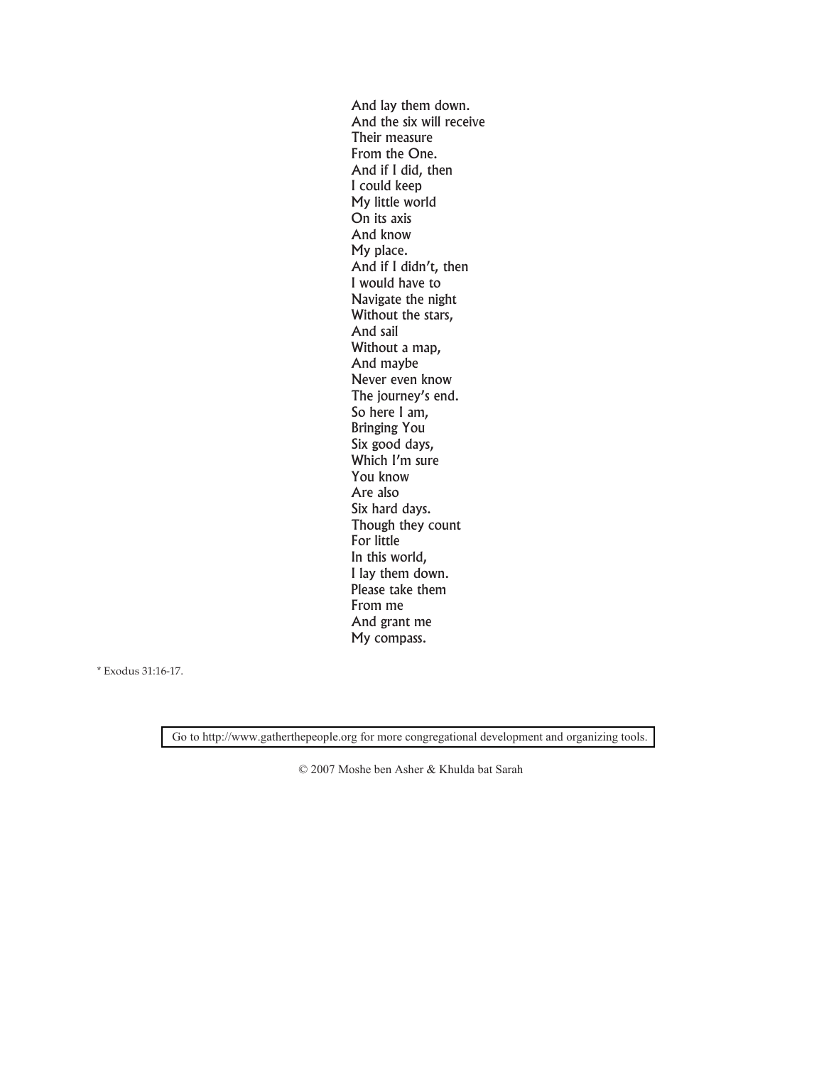And lay them down.
And the six will receive
Their measure
From the One.
And if I did, then
I could keep
My little world
On its axis
And know
My place.
And if I didn't, then
I would have to
Navigate the night
Without the stars,
And sail
Without a map,
And maybe
Never even know
The journey's end.
So here I am,
Bringing You
Six good days,
Which I'm sure
You know
Are also
Six hard days.
Though they count
For little
In this world,
I lay them down.
Please take them
From me
And grant me
My compass.

* Exodus 31:16-17.

Go to http://www.gatherthepeople.org for more congregational development and organizing tools.

© 2007 Moshe ben Asher & Khulda bat Sarah